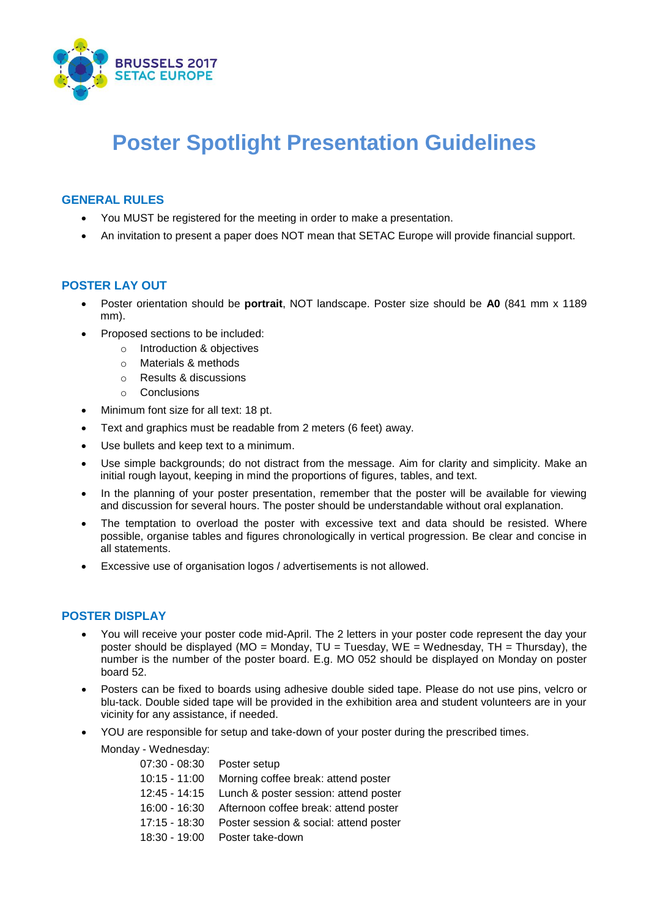BRUSSELS 2017
SETAC EUROPE

# Poster Spotlight Presentation Guidelines

## GENERAL RULES

- You MUST be registered for the meeting in order to make a presentation.
- An invitation to present a paper does NOT mean that SETAC Europe will provide financial support.

## POSTER LAY OUT

- Poster orientation should be **portrait**, NOT landscape. Poster size should be **A0** (841 mm x 1189 mm).
- Proposed sections to be included:
  - Introduction & objectives
  - Materials & methods
  - Results & discussions
  - Conclusions
- Minimum font size for all text: 18 pt.
- Text and graphics must be readable from 2 meters (6 feet) away.
- Use bullets and keep text to a minimum.
- Use simple backgrounds; do not distract from the message. Aim for clarity and simplicity. Make an initial rough layout, keeping in mind the proportions of figures, tables, and text.
- In the planning of your poster presentation, remember that the poster will be available for viewing and discussion for several hours. The poster should be understandable without oral explanation.
- The temptation to overload the poster with excessive text and data should be resisted. Where possible, organise tables and figures chronologically in vertical progression. Be clear and concise in all statements.
- Excessive use of organisation logos / advertisements is not allowed.

## POSTER DISPLAY

- You will receive your poster code mid-April. The 2 letters in your poster code represent the day your poster should be displayed (MO = Monday, TU = Tuesday, WE = Wednesday, TH = Thursday), the number is the number of the poster board. E.g. MO 052 should be displayed on Monday on poster board 52.
- Posters can be fixed to boards using adhesive double sided tape. Please do not use pins, velcro or blu-tack. Double sided tape will be provided in the exhibition area and student volunteers are in your vicinity for any assistance, if needed.
- YOU are responsible for setup and take-down of your poster during the prescribed times.

  Monday - Wednesday:

  | | |
  |---|---|
  | 07:30 - 08:30 | Poster setup |
  | 10:15 - 11:00 | Morning coffee break: attend poster |
  | 12:45 - 14:15 | Lunch & poster session: attend poster |
  | 16:00 - 16:30 | Afternoon coffee break: attend poster |
  | 17:15 - 18:30 | Poster session & social: attend poster |
  | 18:30 - 19:00 | Poster take-down |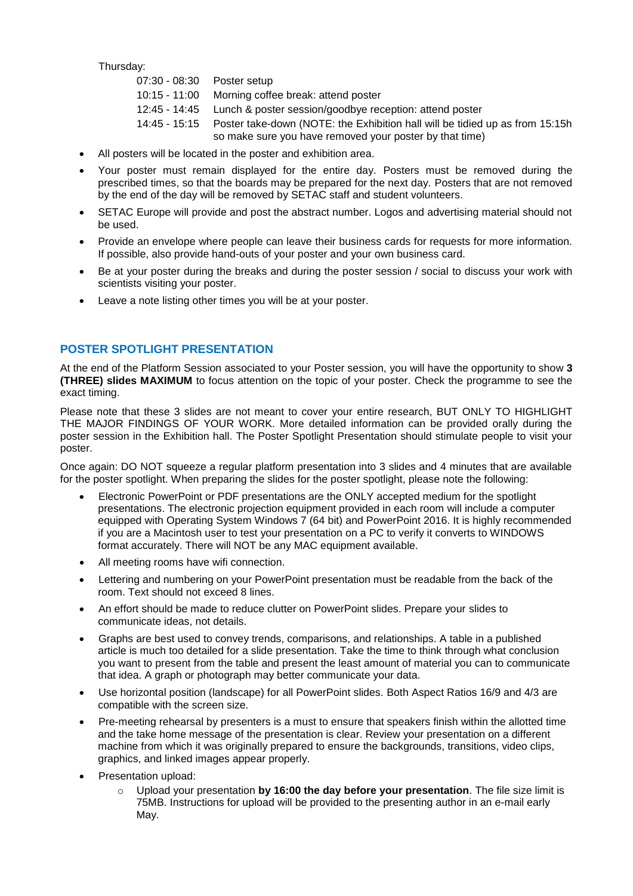Thursday:

| | |
|---|---|
| 07:30 - 08:30 | Poster setup |
| 10:15 - 11:00 | Morning coffee break: attend poster |
| 12:45 - 14:45 | Lunch & poster session/goodbye reception: attend poster |
| 14:45 - 15:15 | Poster take-down (NOTE: the Exhibition hall will be tidied up as from 15:15h so make sure you have removed your poster by that time) |

- All posters will be located in the poster and exhibition area.
- Your poster must remain displayed for the entire day. Posters must be removed during the prescribed times, so that the boards may be prepared for the next day. Posters that are not removed by the end of the day will be removed by SETAC staff and student volunteers.
- SETAC Europe will provide and post the abstract number. Logos and advertising material should not be used.
- Provide an envelope where people can leave their business cards for requests for more information. If possible, also provide hand-outs of your poster and your own business card.
- Be at your poster during the breaks and during the poster session / social to discuss your work with scientists visiting your poster.
- Leave a note listing other times you will be at your poster.

## POSTER SPOTLIGHT PRESENTATION

At the end of the Platform Session associated to your Poster session, you will have the opportunity to show **3 (THREE) slides MAXIMUM** to focus attention on the topic of your poster. Check the programme to see the exact timing.

Please note that these 3 slides are not meant to cover your entire research, BUT ONLY TO HIGHLIGHT THE MAJOR FINDINGS OF YOUR WORK. More detailed information can be provided orally during the poster session in the Exhibition hall. The Poster Spotlight Presentation should stimulate people to visit your poster.

Once again: DO NOT squeeze a regular platform presentation into 3 slides and 4 minutes that are available for the poster spotlight. When preparing the slides for the poster spotlight, please note the following:

- Electronic PowerPoint or PDF presentations are the ONLY accepted medium for the spotlight presentations. The electronic projection equipment provided in each room will include a computer equipped with Operating System Windows 7 (64 bit) and PowerPoint 2016. It is highly recommended if you are a Macintosh user to test your presentation on a PC to verify it converts to WINDOWS format accurately. There will NOT be any MAC equipment available.
- All meeting rooms have wifi connection.
- Lettering and numbering on your PowerPoint presentation must be readable from the back of the room. Text should not exceed 8 lines.
- An effort should be made to reduce clutter on PowerPoint slides. Prepare your slides to communicate ideas, not details.
- Graphs are best used to convey trends, comparisons, and relationships. A table in a published article is much too detailed for a slide presentation. Take the time to think through what conclusion you want to present from the table and present the least amount of material you can to communicate that idea. A graph or photograph may better communicate your data.
- Use horizontal position (landscape) for all PowerPoint slides. Both Aspect Ratios 16/9 and 4/3 are compatible with the screen size.
- Pre-meeting rehearsal by presenters is a must to ensure that speakers finish within the allotted time and the take home message of the presentation is clear. Review your presentation on a different machine from which it was originally prepared to ensure the backgrounds, transitions, video clips, graphics, and linked images appear properly.
- Presentation upload:
    - Upload your presentation **by 16:00 the day before your presentation**. The file size limit is 75MB. Instructions for upload will be provided to the presenting author in an e-mail early May.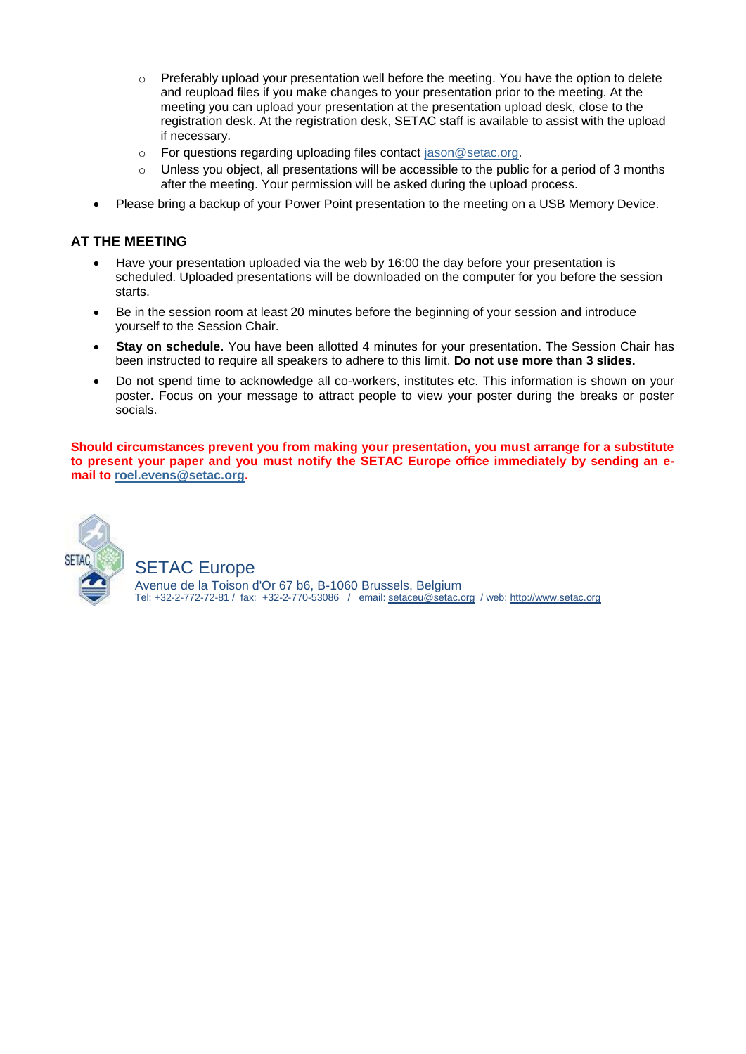- Preferably upload your presentation well before the meeting. You have the option to delete and reupload files if you make changes to your presentation prior to the meeting. At the meeting you can upload your presentation at the presentation upload desk, close to the registration desk. At the registration desk, SETAC staff is available to assist with the upload if necessary.
  - For questions regarding uploading files contact jason@setac.org.
  - Unless you object, all presentations will be accessible to the public for a period of 3 months after the meeting. Your permission will be asked during the upload process.
- Please bring a backup of your Power Point presentation to the meeting on a USB Memory Device.

## AT THE MEETING

- Have your presentation uploaded via the web by 16:00 the day before your presentation is scheduled. Uploaded presentations will be downloaded on the computer for you before the session starts.
- Be in the session room at least 20 minutes before the beginning of your session and introduce yourself to the Session Chair.
- **Stay on schedule.** You have been allotted 4 minutes for your presentation. The Session Chair has been instructed to require all speakers to adhere to this limit. **Do not use more than 3 slides.**
- Do not spend time to acknowledge all co-workers, institutes etc. This information is shown on your poster. Focus on your message to attract people to view your poster during the breaks or poster socials.

**Should circumstances prevent you from making your presentation, you must arrange for a substitute to present your paper and you must notify the SETAC Europe office immediately by sending an e-mail to roel.evens@setac.org.**

SETAC Europe
Avenue de la Toison d'Or 67 b6, B-1060 Brussels, Belgium
Tel: +32-2-772-72-81 / fax: +32-2-770-53086 / email: setaceu@setac.org / web: http://www.setac.org